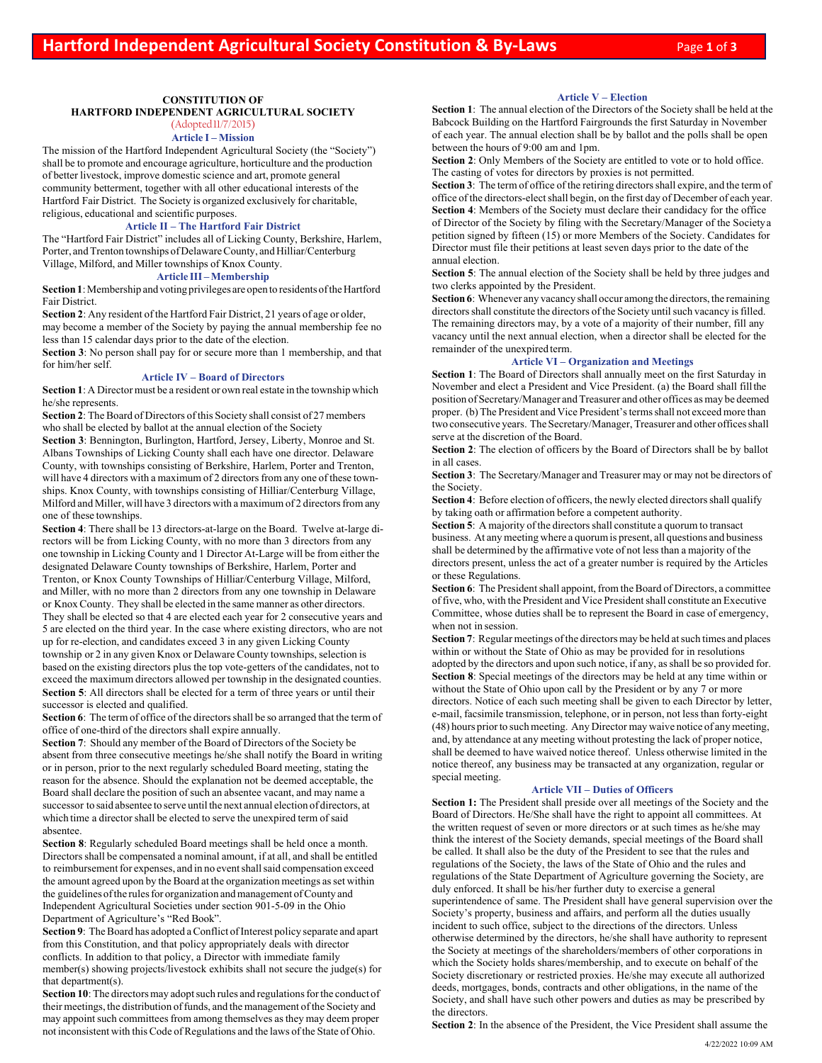# CONSTITUTION OF HARTFORD INDEPENDENT AGRICULTURAL SOCIETY

(Adopted 11/7/2015)

## Article I – Mission

The mission of the Hartford Independent Agricultural Society (the "Society") shall be to promote and encourage agriculture, horticulture and the production of better livestock, improve domestic science and art, promote general community betterment, together with all other educational interests of the Hartford Fair District. The Society is organized exclusively for charitable, religious, educational and scientific purposes.

## Article II – The Hartford Fair District

The "Hartford Fair District" includes all of Licking County, Berkshire, Harlem, Porter, and Trenton townships of Delaware County, and Hilliar/Centerburg Village, Milford, and Miller townships of Knox County.

## Article III – Membership

**Section 1**: Membership and voting privileges are open to residents of the Hartford Fair District.

**Section 2**: Any resident of the Hartford Fair District, 21 years of age or older, may become a member of the Society by paying the annual membership fee no less than 15 calendar days prior to the date of the election.

**Section 3**: No person shall pay for or secure more than 1 membership, and that for him/her self.

## Article IV – Board of Directors

**Section 1**: A Director must be a resident or own real estate in the township which he/she represents.

**Section 2**: The Board of Directors of this Society shall consist of 27 members who shall be elected by ballot at the annual election of the Society

**Section 3**: Bennington, Burlington, Hartford, Jersey, Liberty, Monroe and St. Albans Townships of Licking County shall each have one director. Delaware County, with townships consisting of Berkshire, Harlem, Porter and Trenton, will have 4 directors with a maximum of 2 directors from any one of these townships. Knox County, with townships consisting of Hilliar/Centerburg Village, Milford and Miller, will have 3 directors with a maximum of 2 directors from any one of these townships.

**Section 4**: There shall be 13 directors-at-large on the Board. Twelve at-large directors will be from Licking County, with no more than 3 directors from any one township in Licking County and 1 Director At-Large will be from either the designated Delaware County townships of Berkshire, Harlem, Porter and Trenton, or Knox County Townships of Hilliar/Centerburg Village, Milford, and Miller, with no more than 2 directors from any one township in Delaware or Knox County. They shall be elected in the same manner as other directors. They shall be elected so that 4 are elected each year for 2 consecutive years and 5 are elected on the third year. In the case where existing directors, who are not up for re-election, and candidates exceed 3 in any given Licking County township or 2 in any given Knox or Delaware County townships, selection is based on the existing directors plus the top vote-getters of the candidates, not to exceed the maximum directors allowed per township in the designated counties.

**Section 5**: All directors shall be elected for a term of three years or until their successor is elected and qualified.

**Section 6**: The term of office of the directors shall be so arranged that the term of office of one-third of the directors shall expire annually.

**Section 7**: Should any member of the Board of Directors of the Society be absent from three consecutive meetings he/she shall notify the Board in writing or in person, prior to the next regularly scheduled Board meeting, stating the reason for the absence. Should the explanation not be deemed acceptable, the Board shall declare the position of such an absentee vacant, and may name a successor to said absentee to serve until the next annual election of directors, at which time a director shall be elected to serve the unexpired term of said absentee.

**Section 8**: Regularly scheduled Board meetings shall be held once a month. Directors shall be compensated a nominal amount, if at all, and shall be entitled to reimbursement for expenses, and in no event shall said compensation exceed the amount agreed upon by the Board at the organization meetings as set within the guidelines of the rules for organization and management of County and Independent Agricultural Societies under section 901-5-09 in the Ohio Department of Agriculture's "Red Book".

**Section 9**: The Board has adopted a Conflict of Interest policy separate and apart from this Constitution, and that policy appropriately deals with director conflicts. In addition to that policy, a Director with immediate family member(s) showing projects/livestock exhibits shall not secure the judge(s) for that department(s).

**Section 10**: The directors may adopt such rules and regulations for the conduct of their meetings, the distribution of funds, and the management of the Society and may appoint such committees from among themselves as they may deem proper not inconsistent with this Code of Regulations and the laws of the State of Ohio.

## Article V – Election

**Section 1**: The annual election of the Directors of the Society shall be held at the Babcock Building on the Hartford Fairgrounds the first Saturday in November of each year. The annual election shall be by ballot and the polls shall be open between the hours of 9:00 am and 1pm.

**Section 2**: Only Members of the Society are entitled to vote or to hold office. The casting of votes for directors by proxies is not permitted.

**Section 3**: The term of office of the retiring directors shall expire, and the term of office of the directors-elect shall begin, on the first day of December of each year.

**Section 4**: Members of the Society must declare their candidacy for the office of Director of the Society by filing with the Secretary/Manager of the Society a petition signed by fifteen (15) or more Members of the Society. Candidates for Director must file their petitions at least seven days prior to the date of the annual election.

**Section 5**: The annual election of the Society shall be held by three judges and two clerks appointed by the President.

**Section 6**: Whenever any vacancy shall occur among the directors, the remaining directors shall constitute the directors of the Society until such vacancy is filled. The remaining directors may, by a vote of a majority of their number, fill any vacancy until the next annual election, when a director shall be elected for the remainder of the unexpired term.

## Article VI – Organization and Meetings

**Section 1**: The Board of Directors shall annually meet on the first Saturday in November and elect a President and Vice President. (a) the Board shall fill the position of Secretary/Manager and Treasurer and other offices as may be deemed proper. (b) The President and Vice President's terms shall not exceed more than two consecutive years. The Secretary/Manager, Treasurer and other offices shall serve at the discretion of the Board.

**Section 2**: The election of officers by the Board of Directors shall be by ballot in all cases.

**Section 3**: The Secretary/Manager and Treasurer may or may not be directors of the Society.

**Section 4**: Before election of officers, the newly elected directors shall qualify by taking oath or affirmation before a competent authority.

**Section 5**: A majority of the directors shall constitute a quorum to transact business. At any meeting where a quorum is present, all questions and business shall be determined by the affirmative vote of not less than a majority of the directors present, unless the act of a greater number is required by the Articles or these Regulations.

**Section 6**: The President shall appoint, from the Board of Directors, a committee of five, who, with the President and Vice President shall constitute an Executive Committee, whose duties shall be to represent the Board in case of emergency, when not in session.

**Section 7**: Regular meetings of the directors may be held at such times and places within or without the State of Ohio as may be provided for in resolutions adopted by the directors and upon such notice, if any, as shall be so provided for.

**Section 8**: Special meetings of the directors may be held at any time within or without the State of Ohio upon call by the President or by any 7 or more directors. Notice of each such meeting shall be given to each Director by letter, e-mail, facsimile transmission, telephone, or in person, not less than forty-eight (48) hours prior to such meeting. Any Director may waive notice of any meeting, and, by attendance at any meeting without protesting the lack of proper notice, shall be deemed to have waived notice thereof. Unless otherwise limited in the notice thereof, any business may be transacted at any organization, regular or special meeting.

## Article VII – Duties of Officers

**Section 1:** The President shall preside over all meetings of the Society and the Board of Directors. He/She shall have the right to appoint all committees. At the written request of seven or more directors or at such times as he/she may think the interest of the Society demands, special meetings of the Board shall be called. It shall also be the duty of the President to see that the rules and regulations of the Society, the laws of the State of Ohio and the rules and regulations of the State Department of Agriculture governing the Society, are duly enforced. It shall be his/her further duty to exercise a general superintendence of same. The President shall have general supervision over the Society's property, business and affairs, and perform all the duties usually incident to such office, subject to the directions of the directors. Unless otherwise determined by the directors, he/she shall have authority to represent the Society at meetings of the shareholders/members of other corporations in which the Society holds shares/membership, and to execute on behalf of the Society discretionary or restricted proxies. He/She may execute all authorized deeds, mortgages, bonds, contracts and other obligations, in the name of the Society, and shall have such other powers and duties as may be prescribed by the directors.

**Section 2**: In the absence of the President, the Vice President shall assume the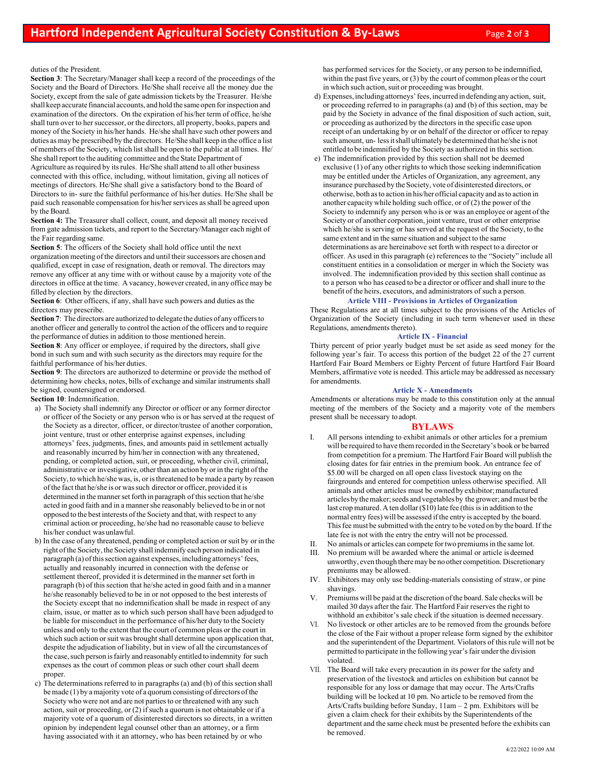duties of the President.

**Section 3**: The Secretary/Manager shall keep a record of the proceedings of the Society and the Board of Directors. He/She shall receive all the money due the Society, except from the sale of gate admission tickets by the Treasurer. He/she shall keep accurate financial accounts, and hold the same open for inspection and examination of the directors. On the expiration of his/her term of office, he/she shall turn over to her successor, or the directors, all property, books, papers and money of the Society in his/her hands. He/She shall have such other powers and duties as may be prescribed by the directors. He/She shall keep in the office a list of members of the Society, which list shall be open to the public at all times. He/She shall report to the auditing committee and the State Department of Agriculture as required by its rules. He/She shall attend to all other business connected with this office, including, without limitation, giving all notices of meetings of directors. He/She shall give a satisfactory bond to the Board of Directors to in- sure the faithful performance of his/her duties. He/She shall be paid such reasonable compensation for his/her services as shall be agreed upon by the Board.

**Section 4:** The Treasurer shall collect, count, and deposit all money received from gate admission tickets, and report to the Secretary/Manager each night of the Fair regarding same.

**Section 5**: The officers of the Society shall hold office until the next organization meeting of the directors and until their successors are chosen and qualified, except in case of resignation, death or removal. The directors may remove any officer at any time with or without cause by a majority vote of the directors in office at the time. A vacancy, however created, in any office may be filled by election by the directors.

**Section 6**: Other officers, if any, shall have such powers and duties as the directors may prescribe.

**Section 7**: The directors are authorized to delegate the duties of any officers to another officer and generally to control the action of the officers and to require the performance of duties in addition to those mentioned herein.

**Section 8**: Any officer or employee, if required by the directors, shall give bond in such sum and with such security as the directors may require for the faithful performance of his/her duties.

**Section 9**: The directors are authorized to determine or provide the method of determining how checks, notes, bills of exchange and similar instruments shall be signed, countersigned or endorsed.

**Section 10**: Indemnification.

a) The Society shall indemnify any Director or officer or any former director or officer of the Society or any person who is or has served at the request of the Society as a director, officer, or director/trustee of another corporation, joint venture, trust or other enterprise against expenses, including attorneys' fees, judgments, fines, and amounts paid in settlement actually and reasonably incurred by him/her in connection with any threatened, pending, or completed action, suit, or proceeding, whether civil, criminal, administrative or investigative, other than an action by or in the right of the Society, to which he/she was, is, or is threatened to be made a party by reason of the fact that he/she is or was such director or officer, provided it is determined in the manner set forth in paragraph of this section that he/she acted in good faith and in a manner she reasonably believed to be in or not opposed to the best interests of the Society and that, with respect to any criminal action or proceeding, he/she had no reasonable cause to believe his/her conduct was unlawful.

b) In the case of any threatened, pending or completed action or suit by or in the right of the Society, the Society shall indemnify each person indicated in paragraph (a) of this section against expenses, including attorneys' fees, actually and reasonably incurred in connection with the defense or settlement thereof, provided it is determined in the manner set forth in paragraph (b) of this section that he/she acted in good faith and in a manner he/she reasonably believed to be in or not opposed to the best interests of the Society except that no indemnification shall be made in respect of any claim, issue, or matter as to which such person shall have been adjudged to be liable for misconduct in the performance of his/her duty to the Society unless and only to the extent that the court of common pleas or the court in which such action or suit was brought shall determine upon application that, despite the adjudication of liability, but in view of all the circumstances of the case, such person is fairly and reasonably entitled to indemnity for such expenses as the court of common pleas or such other court shall deem proper.

c) The determinations referred to in paragraphs (a) and (b) of this section shall be made (1) by a majority vote of a quorum consisting of directors of the Society who were not and are not parties to or threatened with any such action, suit or proceeding, or (2) if such a quorum is not obtainable or if a majority vote of a quorum of disinterested directors so directs, in a written opinion by independent legal counsel other than an attorney, or a firm having associated with it an attorney, who has been retained by or who has performed services for the Society, or any person to be indemnified, within the past five years, or (3) by the court of common pleas or the court in which such action, suit or proceeding was brought.

d) Expenses, including attorneys' fees, incurred in defending any action, suit, or proceeding referred to in paragraphs (a) and (b) of this section, may be paid by the Society in advance of the final disposition of such action, suit, or proceeding as authorized by the directors in the specific case upon receipt of an undertaking by or on behalf of the director or officer to repay such amount, un- less it shall ultimately be determined that he/she is not entitled to be indemnified by the Society as authorized in this section.

e) The indemnification provided by this section shall not be deemed exclusive (1) of any other rights to which those seeking indemnification may be entitled under the Articles of Organization, any agreement, any insurance purchased by the Society, vote of disinterested directors, or otherwise, both as to action in his/her official capacity and as to action in another capacity while holding such office, or of (2) the power of the Society to indemnify any person who is or was an employee or agent of the Society or of another corporation, joint venture, trust or other enterprise which he/she is serving or has served at the request of the Society, to the same extent and in the same situation and subject to the same determinations as are hereinabove set forth with respect to a director or officer. As used in this paragraph (e) references to the "Society" include all constituent entities in a consolidation or merger in which the Society was involved. The indemnification provided by this section shall continue as to a person who has ceased to be a director or officer and shall inure to the benefit of the heirs, executors, and administrators of such a person.

## Article VIII - Provisions in Articles of Organization

These Regulations are at all times subject to the provisions of the Articles of Organization of the Society (including in such term whenever used in these Regulations, amendments thereto).

## Article IX - Financial

Thirty percent of prior yearly budget must be set aside as seed money for the following year's fair. To access this portion of the budget 22 of the 27 current Hartford Fair Board Members or Eighty Percent of future Hartford Fair Board Members, affirmative vote is needed. This article may be addressed as necessary for amendments.

## Article X - Amendments

Amendments or alterations may be made to this constitution only at the annual meeting of the members of the Society and a majority vote of the members present shall be necessary to adopt.

# BYLAWS

I. All persons intending to exhibit animals or other articles for a premium will be required to have them recorded in the Secretary's book or be barred from competition for a premium. The Hartford Fair Board will publish the closing dates for fair entries in the premium book. An entrance fee of $5.00 will be charged on all open class livestock staying on the fairgrounds and entered for competition unless otherwise specified. All animals and other articles must be owned by exhibitor; manufactured articles by the maker; seeds and vegetables by the grower; and must be the last crop matured. A ten dollar ($10) late fee (this is in addition to the normal entry fees) will be assessed if the entry is accepted by the board. This fee must be submitted with the entry to be voted on by the board. If the late fee is not with the entry the entry will not be processed.

II. No animals or articles can compete for two premiums in the same lot.

III. No premium will be awarded where the animal or article is deemed unworthy, even though there may be no other competition. Discretionary premiums may be allowed.

IV. Exhibitors may only use bedding-materials consisting of straw, or pine shavings.

V. Premiums will be paid at the discretion of the board. Sale checks will be mailed 30 days after the fair. The Hartford Fair reserves the right to withhold an exhibitor's sale check if the situation is deemed necessary.

VI. No livestock or other articles are to be removed from the grounds before the close of the Fair without a proper release form signed by the exhibitor and the superintendent of the Department. Violators of this rule will not be permitted to participate in the following year's fair under the division violated.

VII. The Board will take every precaution in its power for the safety and preservation of the livestock and articles on exhibition but cannot be responsible for any loss or damage that may occur. The Arts/Crafts building will be locked at 10 pm. No article to be removed from the Arts/Crafts building before Sunday, 11am – 2 pm. Exhibitors will be given a claim check for their exhibits by the Superintendents of the department and the same check must be presented before the exhibits can be removed.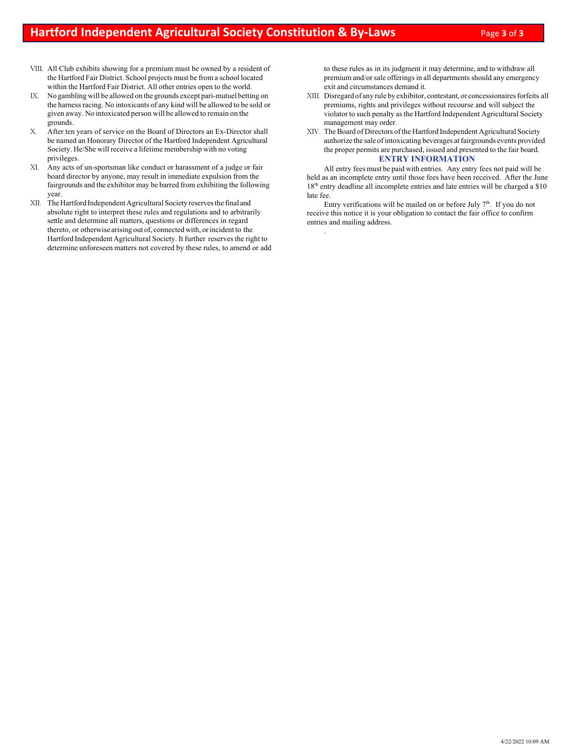VIII. All Club exhibits showing for a premium must be owned by a resident of the Hartford Fair District. School projects must be from a school located within the Hartford Fair District. All other entries open to the world.

IX. No gambling will be allowed on the grounds except pari-mutuel betting on the harness racing. No intoxicants of any kind will be allowed to be sold or given away. No intoxicated person will be allowed to remain on the grounds.

X. After ten years of service on the Board of Directors an Ex-Director shall be named an Honorary Director of the Hartford Independent Agricultural Society. He/She will receive a lifetime membership with no voting privileges.

XI. Any acts of un-sportsman like conduct or harassment of a judge or fair board director by anyone, may result in immediate expulsion from the fairgrounds and the exhibitor may be barred from exhibiting the following year.

XII. The Hartford Independent Agricultural Society reserves the final and absolute right to interpret these rules and regulations and to arbitrarily settle and determine all matters, questions or differences in regard thereto, or otherwise arising out of, connected with, or incident to the Hartford Independent Agricultural Society. It further reserves the right to determine unforeseen matters not covered by these rules, to amend or add to these rules as in its judgment it may determine, and to withdraw all premium and/or sale offerings in all departments should any emergency exit and circumstances demand it.

XIII. Disregard of any rule by exhibitor, contestant, or concessionaires forfeits all premiums, rights and privileges without recourse and will subject the violator to such penalty as the Hartford Independent Agricultural Society management may order.

XIV. The Board of Directors of the Hartford Independent Agricultural Society authorize the sale of intoxicating beverages at fairgrounds events provided the proper permits are purchased, issued and presented to the fair board.

## ENTRY INFORMATION

All entry fees must be paid with entries. Any entry fees not paid will be held as an incomplete entry until those fees have been received. After the June 18th entry deadline all incomplete entries and late entries will be charged a $10 late fee.

Entry verifications will be mailed on or before July 7th. If you do not receive this notice it is your obligation to contact the fair office to confirm entries and mailing address.

.